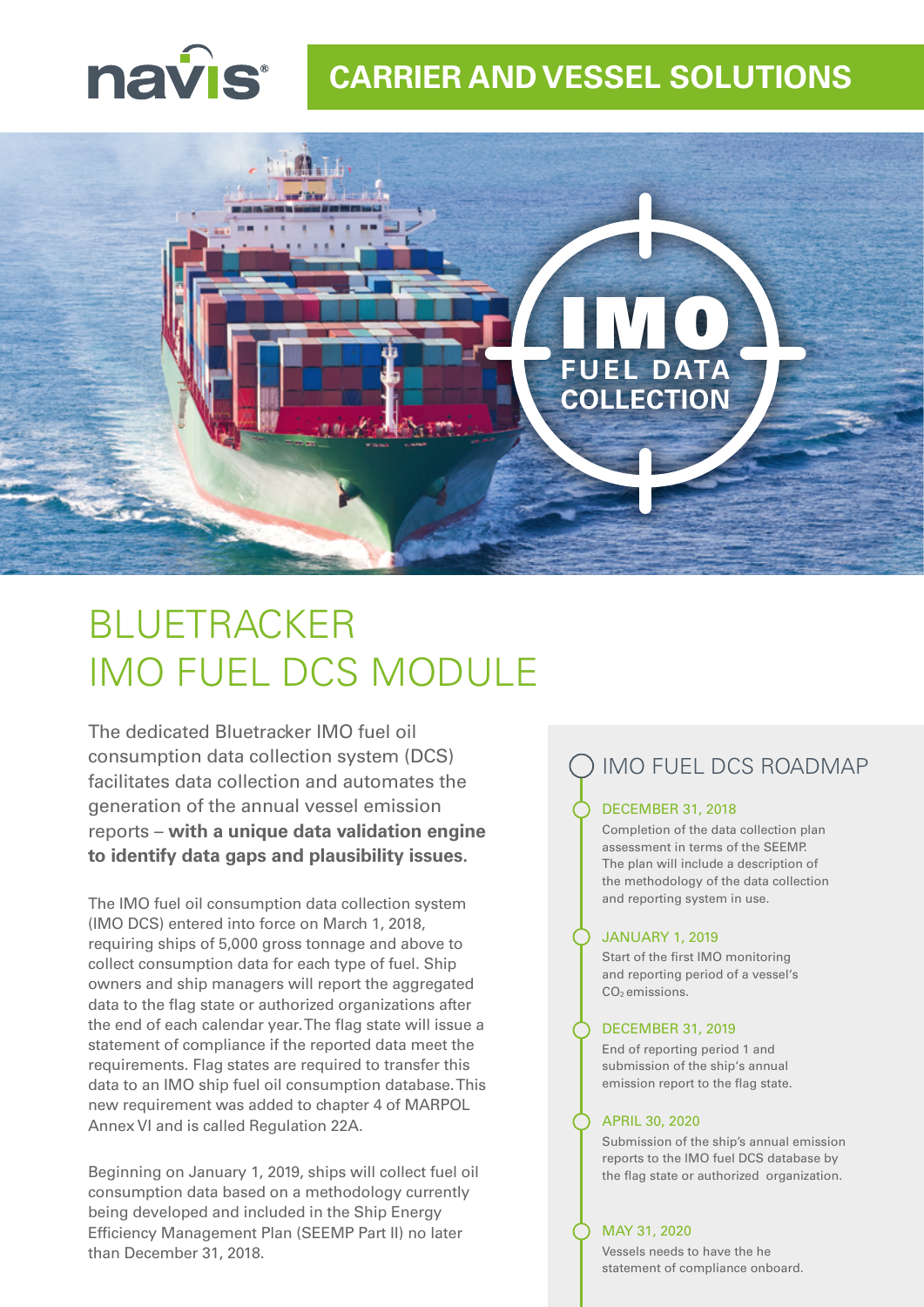navis

CARRIER AND VESSEL SOLUTIONS

IMO FUEL DATA COLLECTION

# BLUETRACKER IMO FUEL DCS MODULE

The dedicated Bluetracker IMO fuel oil consumption data collection system (DCS) facilitates data collection and automates the generation of the annual vessel emission reports – **with a unique data validation engine to identify data gaps and plausibility issues.**

The IMO fuel oil consumption data collection system (IMO DCS) entered into force on March 1, 2018, requiring ships of 5,000 gross tonnage and above to collect consumption data for each type of fuel. Ship owners and ship managers will report the aggregated data to the flag state or authorized organizations after the end of each calendar year. The flag state will issue a statement of compliance if the reported data meet the requirements. Flag states are required to transfer this data to an IMO ship fuel oil consumption database. This new requirement was added to chapter 4 of MARPOL Annex VI and is called Regulation 22A.

Beginning on January 1, 2019, ships will collect fuel oil consumption data based on a methodology currently being developed and included in the Ship Energy Efficiency Management Plan (SEEMP Part II) no later than December 31, 2018.

## IMO FUEL DCS ROADMAP

**DECEMBER 31, 2018**

Completion of the data collection plan assessment in terms of the SEEMP. The plan will include a description of the methodology of the data collection and reporting system in use.

**JANUARY 1, 2019**

Start of the first IMO monitoring and reporting period of a vessel's $CO_2$ emissions.

**DECEMBER 31, 2019**

End of reporting period 1 and submission of the ship's annual emission report to the flag state.

**APRIL 30, 2020**

Submission of the ship's annual emission reports to the IMO fuel DCS database by the flag state or authorized organization.

**MAY 31, 2020**

Vessels needs to have the he statement of compliance onboard.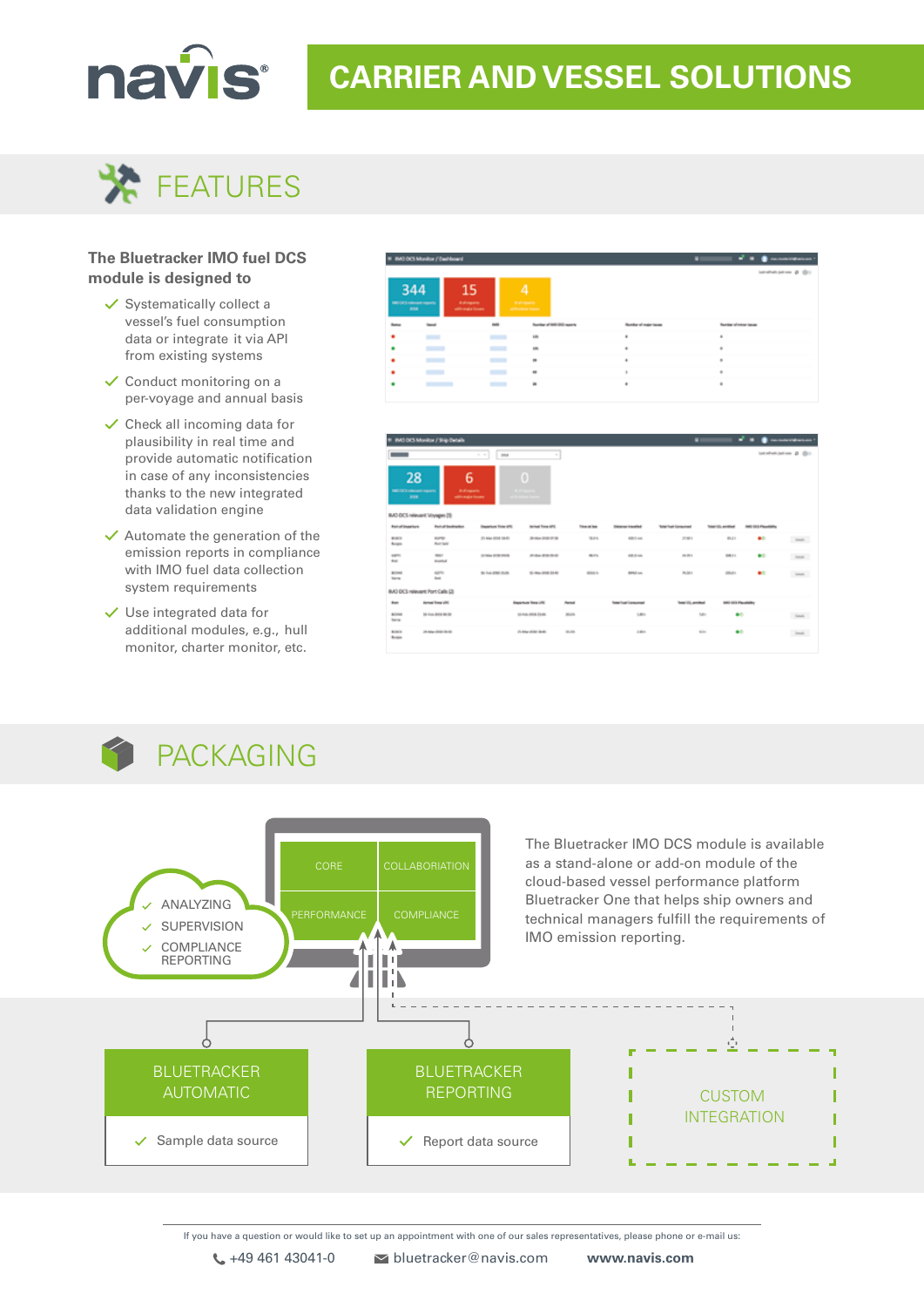# CARRIER AND VESSEL SOLUTIONS

## FEATURES

**The Bluetracker IMO fuel DCS module is designed to**

- Systematically collect a vessel's fuel consumption data or integrate it via API from existing systems
- Conduct monitoring on a per-voyage and annual basis
- Check all incoming data for plausibility in real time and provide automatic notification in case of any inconsistencies thanks to the new integrated data validation engine
- Automate the generation of the emission reports in compliance with IMO fuel data collection system requirements
- Use integrated data for additional modules, e.g., hull monitor, charter monitor, etc.

## PACKAGING

The Bluetracker IMO DCS module is available as a stand-alone or add-on module of the cloud-based vessel performance platform Bluetracker One that helps ship owners and technical managers fulfill the requirements of IMO emission reporting.

CORE
COLLABORIATION
PERFORMANCE
COMPLIANCE

- ANALYZING
- SUPERVISION
- COMPLIANCE REPORTING

BLUETRACKER AUTOMATIC
- Sample data source

BLUETRACKER REPORTING
- Report data source

CUSTOM INTEGRATION

If you have a question or would like to set up an appointment with one of our sales representatives, please phone or e-mail us:

+49 461 43041-0 bluetracker@navis.com **www.navis.com**